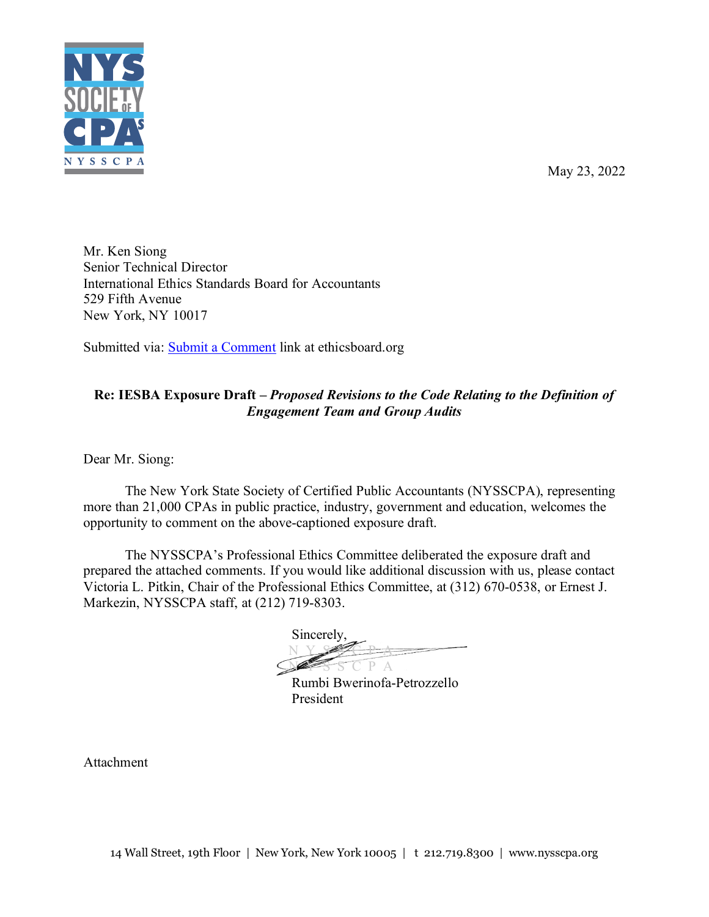May 23, 2022

Mr. Ken Siong
Senior Technical Director
International Ethics Standards Board for Accountants
529 Fifth Avenue
New York, NY 10017

Submitted via: [Submit a Comment] link at ethicsboard.org

**Re: IESBA Exposure Draft – *Proposed Revisions to the Code Relating to the Definition of Engagement Team and Group Audits***

Dear Mr. Siong:

The New York State Society of Certified Public Accountants (NYSSCPA), representing more than 21,000 CPAs in public practice, industry, government and education, welcomes the opportunity to comment on the above-captioned exposure draft.

The NYSSCPA's Professional Ethics Committee deliberated the exposure draft and prepared the attached comments. If you would like additional discussion with us, please contact Victoria L. Pitkin, Chair of the Professional Ethics Committee, at (312) 670-0538, or Ernest J. Markezin, NYSSCPA staff, at (212) 719-8303.

Sincerely,

Rumbi Bwerinofa-Petrozzello
President

Attachment

14 Wall Street, 19th Floor | New York, New York 10005 | t 212.719.8300 | www.nysscpa.org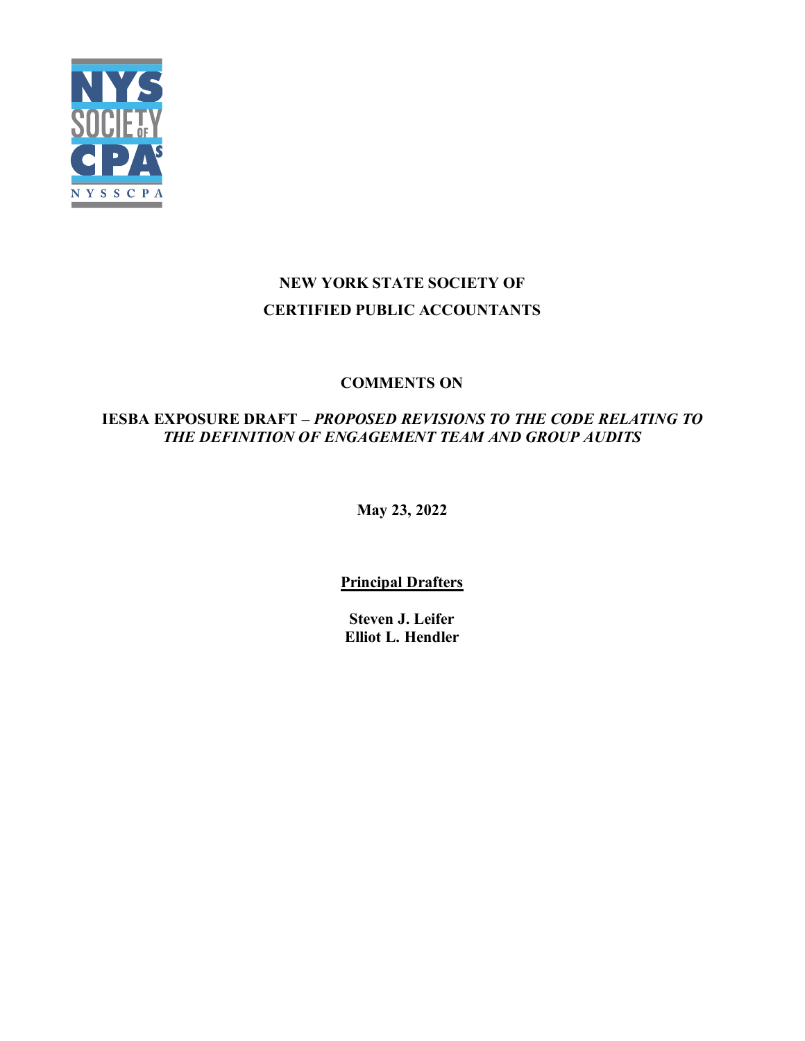# NEW YORK STATE SOCIETY OF CERTIFIED PUBLIC ACCOUNTANTS

## COMMENTS ON

## IESBA EXPOSURE DRAFT – *PROPOSED REVISIONS TO THE CODE RELATING TO THE DEFINITION OF ENGAGEMENT TEAM AND GROUP AUDITS*

**May 23, 2022**

**Principal Drafters**

**Steven J. Leifer**
**Elliot L. Hendler**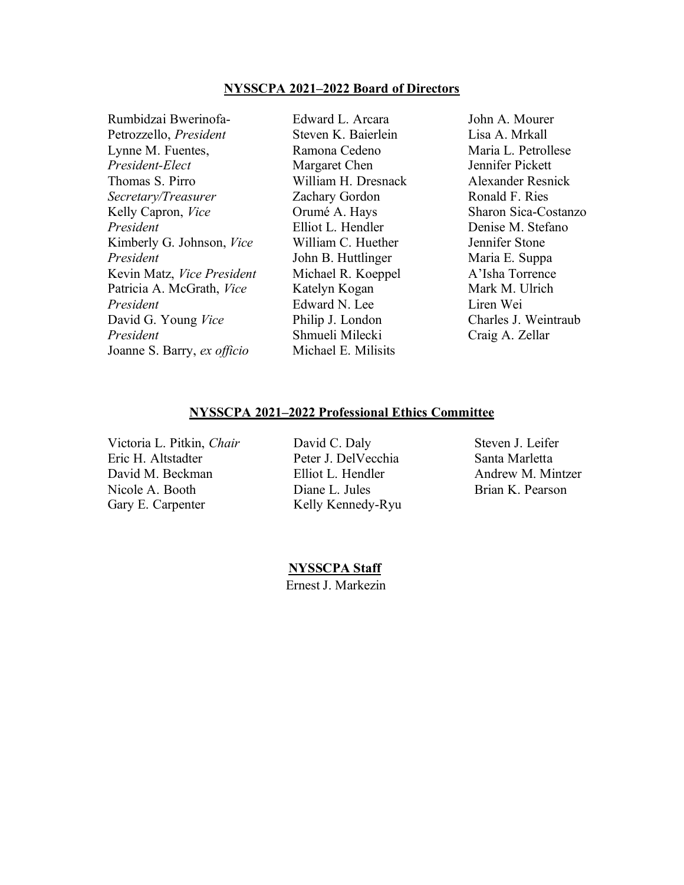**NYSSCPA 2021–2022 Board of Directors**

Rumbidzai Bwerinofa-Petrozzello, *President*
Lynne M. Fuentes, *President-Elect*
Thomas S. Pirro *Secretary/Treasurer*
Kelly Capron, *Vice President*
Kimberly G. Johnson, *Vice President*
Kevin Matz, *Vice President*
Patricia A. McGrath, *Vice President*
David G. Young *Vice President*
Joanne S. Barry, *ex officio*

Edward L. Arcara
Steven K. Baierlein
Ramona Cedeno
Margaret Chen
William H. Dresnack
Zachary Gordon
Orumé A. Hays
Elliot L. Hendler
William C. Huether
John B. Huttlinger
Michael R. Koeppel
Katelyn Kogan
Edward N. Lee
Philip J. London
Shmueli Milecki
Michael E. Milisits

John A. Mourer
Lisa A. Mrkall
Maria L. Petrollese
Jennifer Pickett
Alexander Resnick
Ronald F. Ries
Sharon Sica-Costanzo
Denise M. Stefano
Jennifer Stone
Maria E. Suppa
A'Isha Torrence
Mark M. Ulrich
Liren Wei
Charles J. Weintraub
Craig A. Zellar

**NYSSCPA 2021–2022 Professional Ethics Committee**

Victoria L. Pitkin, *Chair*
Eric H. Altstadter
David M. Beckman
Nicole A. Booth
Gary E. Carpenter

David C. Daly
Peter J. DelVecchia
Elliot L. Hendler
Diane L. Jules
Kelly Kennedy-Ryu

Steven J. Leifer
Santa Marletta
Andrew M. Mintzer
Brian K. Pearson

**NYSSCPA Staff**

Ernest J. Markezin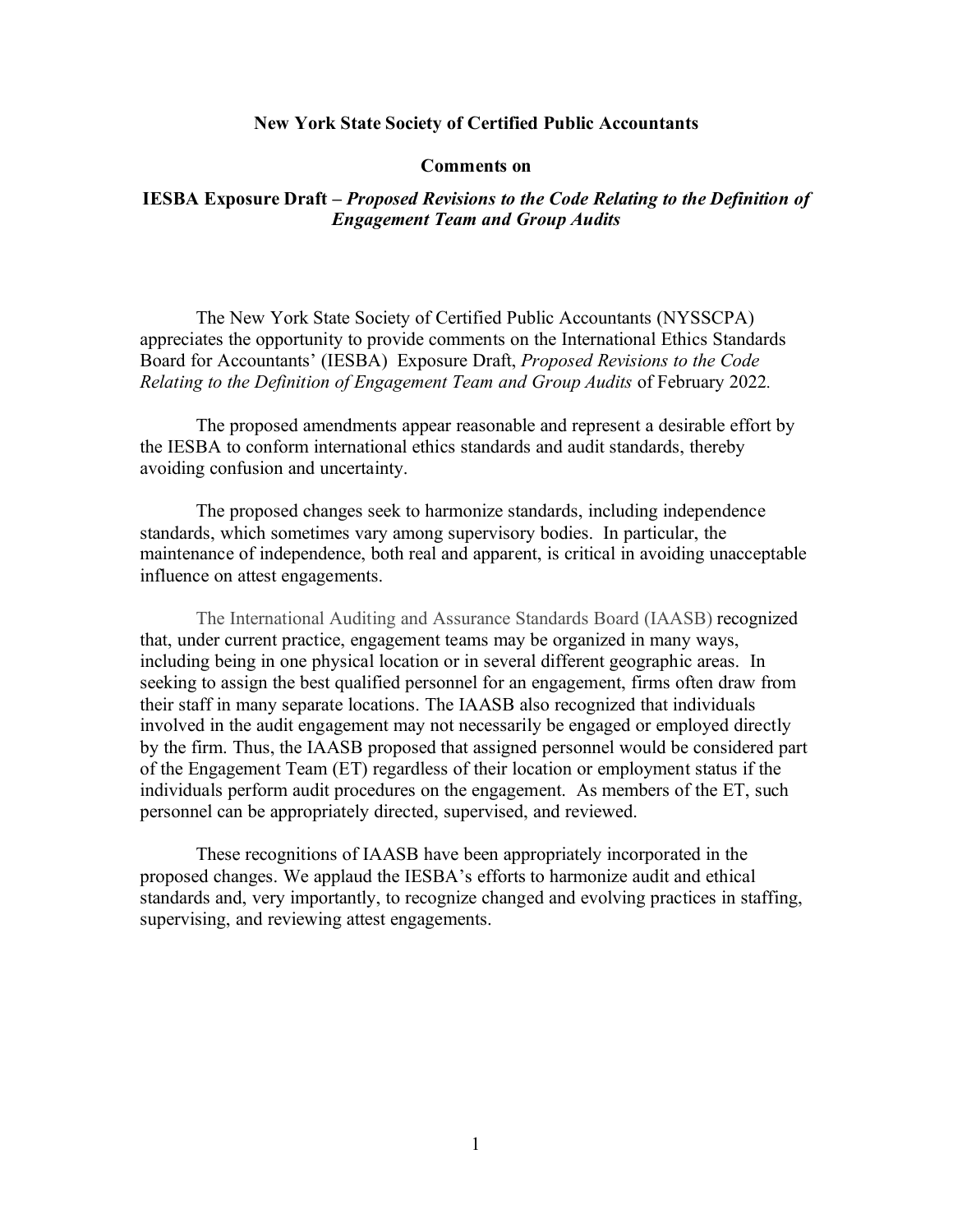**New York State Society of Certified Public Accountants**

**Comments on**

**IESBA Exposure Draft –** ***Proposed Revisions to the Code Relating to the Definition of Engagement Team and Group Audits***

The New York State Society of Certified Public Accountants (NYSSCPA) appreciates the opportunity to provide comments on the International Ethics Standards Board for Accountants' (IESBA) Exposure Draft, *Proposed Revisions to the Code Relating to the Definition of Engagement Team and Group Audits* of February 2022.

The proposed amendments appear reasonable and represent a desirable effort by the IESBA to conform international ethics standards and audit standards, thereby avoiding confusion and uncertainty.

The proposed changes seek to harmonize standards, including independence standards, which sometimes vary among supervisory bodies. In particular, the maintenance of independence, both real and apparent, is critical in avoiding unacceptable influence on attest engagements.

The International Auditing and Assurance Standards Board (IAASB) recognized that, under current practice, engagement teams may be organized in many ways, including being in one physical location or in several different geographic areas. In seeking to assign the best qualified personnel for an engagement, firms often draw from their staff in many separate locations. The IAASB also recognized that individuals involved in the audit engagement may not necessarily be engaged or employed directly by the firm. Thus, the IAASB proposed that assigned personnel would be considered part of the Engagement Team (ET) regardless of their location or employment status if the individuals perform audit procedures on the engagement. As members of the ET, such personnel can be appropriately directed, supervised, and reviewed.

These recognitions of IAASB have been appropriately incorporated in the proposed changes. We applaud the IESBA's efforts to harmonize audit and ethical standards and, very importantly, to recognize changed and evolving practices in staffing, supervising, and reviewing attest engagements.